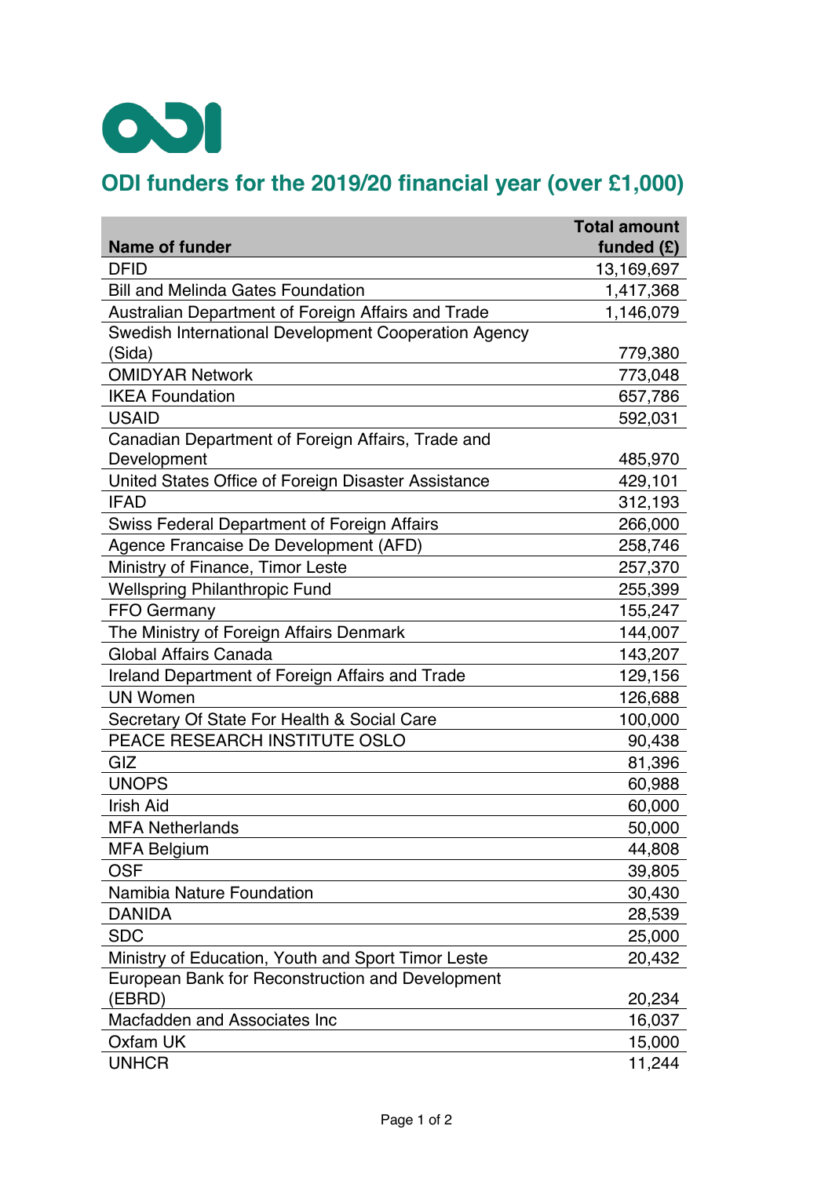# ODI funders for the 2019/20 financial year (over £1,000)

| Name of funder | Total amount funded (£) |
|---|---|
| DFID | 13,169,697 |
| Bill and Melinda Gates Foundation | 1,417,368 |
| Australian Department of Foreign Affairs and Trade | 1,146,079 |
| Swedish International Development Cooperation Agency (Sida) | 779,380 |
| OMIDYAR Network | 773,048 |
| IKEA Foundation | 657,786 |
| USAID | 592,031 |
| Canadian Department of Foreign Affairs, Trade and Development | 485,970 |
| United States Office of Foreign Disaster Assistance | 429,101 |
| IFAD | 312,193 |
| Swiss Federal Department of Foreign Affairs | 266,000 |
| Agence Francaise De Development (AFD) | 258,746 |
| Ministry of Finance, Timor Leste | 257,370 |
| Wellspring Philanthropic Fund | 255,399 |
| FFO Germany | 155,247 |
| The Ministry of Foreign Affairs Denmark | 144,007 |
| Global Affairs Canada | 143,207 |
| Ireland Department of Foreign Affairs and Trade | 129,156 |
| UN Women | 126,688 |
| Secretary Of State For Health & Social Care | 100,000 |
| PEACE RESEARCH INSTITUTE OSLO | 90,438 |
| GIZ | 81,396 |
| UNOPS | 60,988 |
| Irish Aid | 60,000 |
| MFA Netherlands | 50,000 |
| MFA Belgium | 44,808 |
| OSF | 39,805 |
| Namibia Nature Foundation | 30,430 |
| DANIDA | 28,539 |
| SDC | 25,000 |
| Ministry of Education, Youth and Sport Timor Leste | 20,432 |
| European Bank for Reconstruction and Development (EBRD) | 20,234 |
| Macfadden and Associates Inc | 16,037 |
| Oxfam UK | 15,000 |
| UNHCR | 11,244 |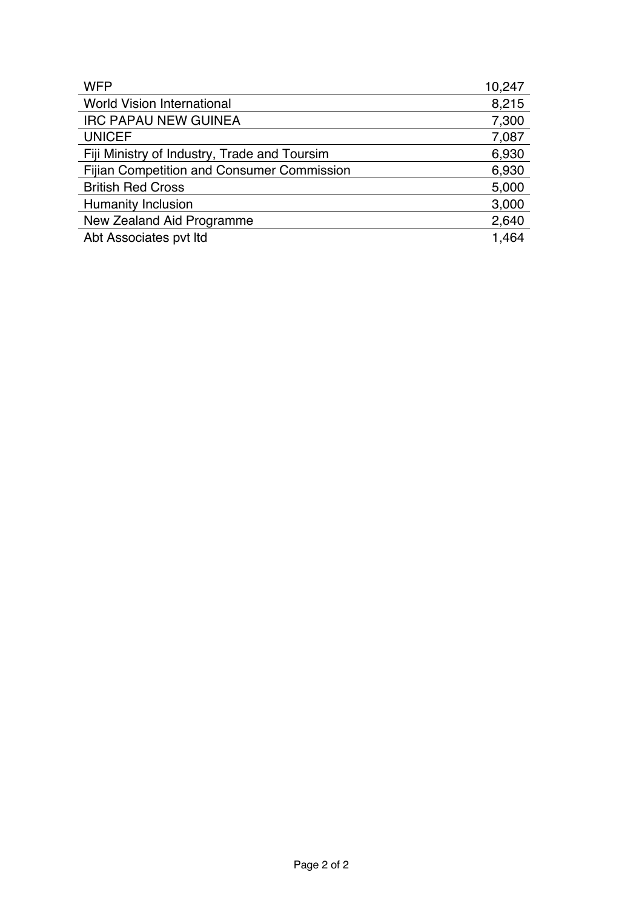| | |
|---|---|
| WFP | 10,247 |
| World Vision International | 8,215 |
| IRC PAPAU NEW GUINEA | 7,300 |
| UNICEF | 7,087 |
| Fiji Ministry of Industry, Trade and Toursim | 6,930 |
| Fijian Competition and Consumer Commission | 6,930 |
| British Red Cross | 5,000 |
| Humanity Inclusion | 3,000 |
| New Zealand Aid Programme | 2,640 |
| Abt Associates pvt ltd | 1,464 |